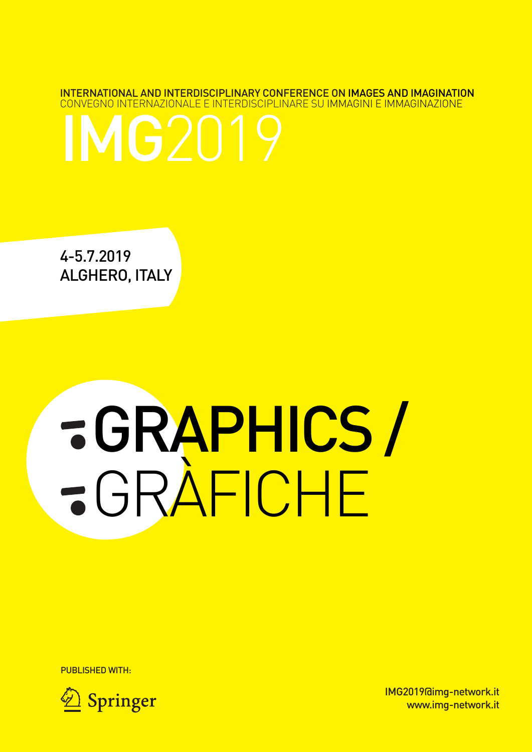INTERNATIONAL AND INTERDISCIPLINARY CONFERENCE ON IMAGES AND IMAGINATION
CONVEGNO INTERNAZIONALE E INTERDISCIPLINARE SU IMMAGINI E IMMAGINAZIONE

# IMG2019

**4-5.7.2019**
**ALGHERO, ITALY**

# GRAPHICS / GRÀFICHE

PUBLISHED WITH:

Springer

IMG2019@img-network.it
www.img-network.it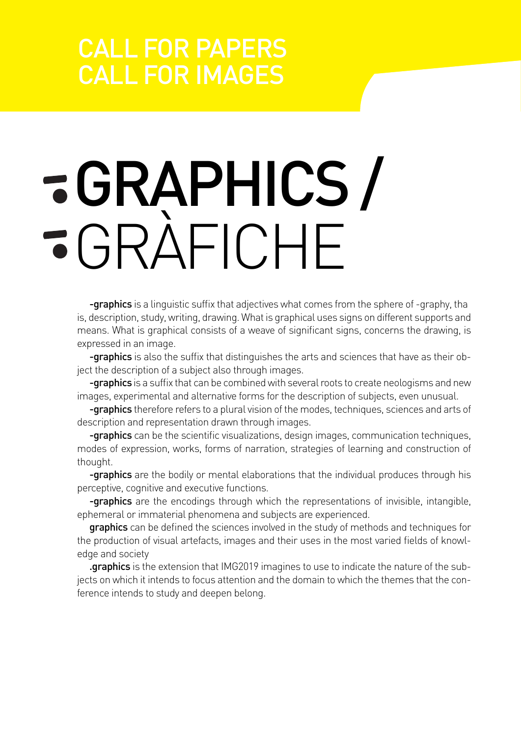CALL FOR PAPERS
CALL FOR IMAGES

# -GRAPHICS / -GRÀFICHE

**-graphics** is a linguistic suffix that adjectives what comes from the sphere of -graphy, tha is, description, study, writing, drawing. What is graphical uses signs on different supports and means. What is graphical consists of a weave of significant signs, concerns the drawing, is expressed in an image.

**-graphics** is also the suffix that distinguishes the arts and sciences that have as their object the description of a subject also through images.

**-graphics** is a suffix that can be combined with several roots to create neologisms and new images, experimental and alternative forms for the description of subjects, even unusual.

**-graphics** therefore refers to a plural vision of the modes, techniques, sciences and arts of description and representation drawn through images.

**-graphics** can be the scientific visualizations, design images, communication techniques, modes of expression, works, forms of narration, strategies of learning and construction of thought.

**-graphics** are the bodily or mental elaborations that the individual produces through his perceptive, cognitive and executive functions.

**-graphics** are the encodings through which the representations of invisible, intangible, ephemeral or immaterial phenomena and subjects are experienced.

**graphics** can be defined the sciences involved in the study of methods and techniques for the production of visual artefacts, images and their uses in the most varied fields of knowledge and society

**.graphics** is the extension that IMG2019 imagines to use to indicate the nature of the subjects on which it intends to focus attention and the domain to which the themes that the conference intends to study and deepen belong.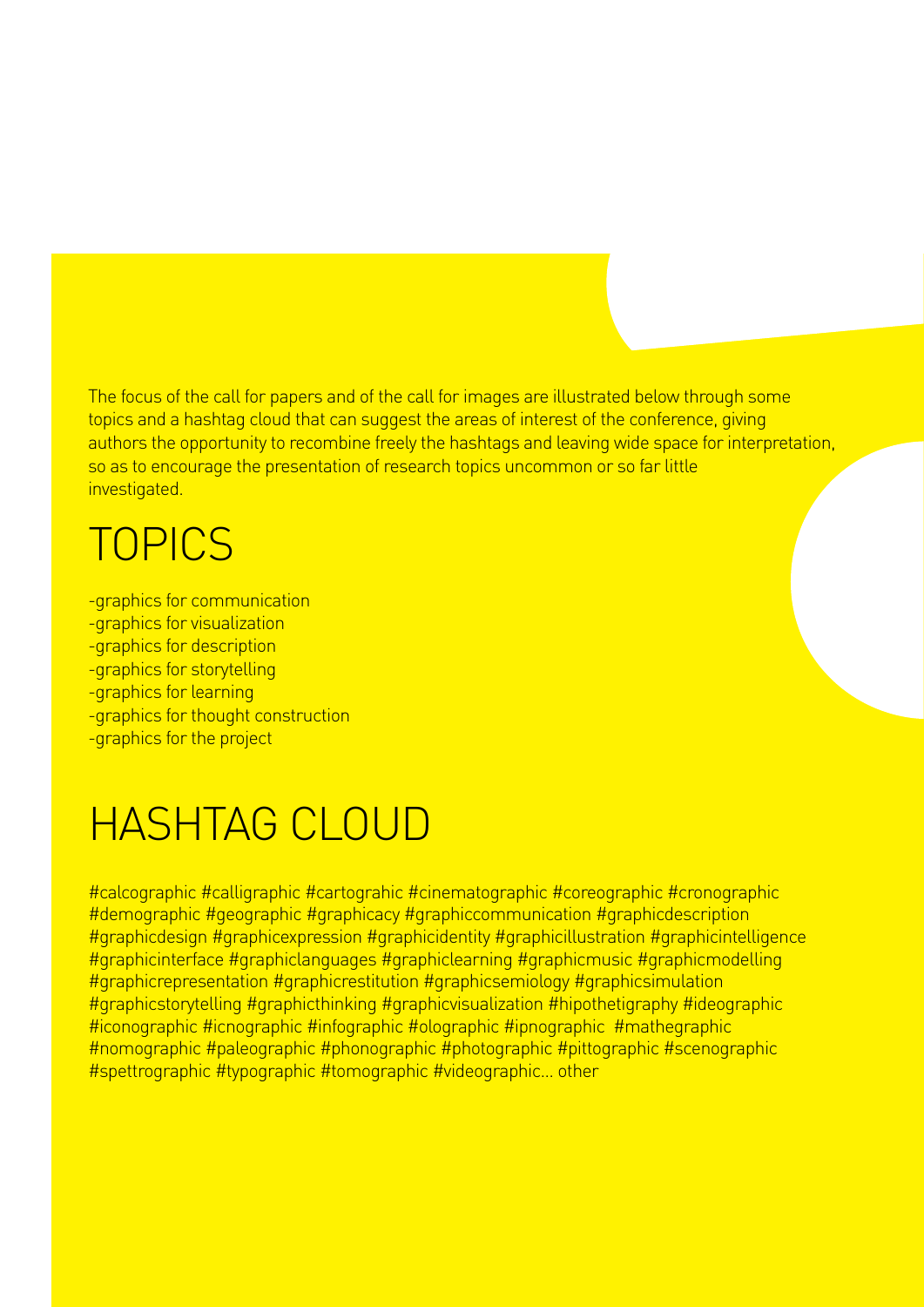The focus of the call for papers and of the call for images are illustrated below through some topics and a hashtag cloud that can suggest the areas of interest of the conference, giving authors the opportunity to recombine freely the hashtags and leaving wide space for interpretation, so as to encourage the presentation of research topics uncommon or so far little investigated.

# TOPICS

-graphics for communication
-graphics for visualization
-graphics for description
-graphics for storytelling
-graphics for learning
-graphics for thought construction
-graphics for the project

# HASHTAG CLOUD

#calcographic #calligraphic #cartograhic #cinematographic #coreographic #cronographic #demographic #geographic #graphicacy #graphiccommunication #graphicdescription #graphicdesign #graphicexpression #graphicidentity #graphicillustration #graphicintelligence #graphicinterface #graphiclanguages #graphiclearning #graphicmusic #graphicmodelling #graphicrepresentation #graphicrestitution #graphicsemiology #graphicsimulation #graphicstorytelling #graphicthinking #graphicvisualization #hipothetigraphy #ideographic #iconographic #icnographic #infographic #olographic #ipnographic #mathegraphic #nomographic #paleographic #phonographic #photographic #pittographic #scenographic #spettrographic #typographic #tomographic #videographic... other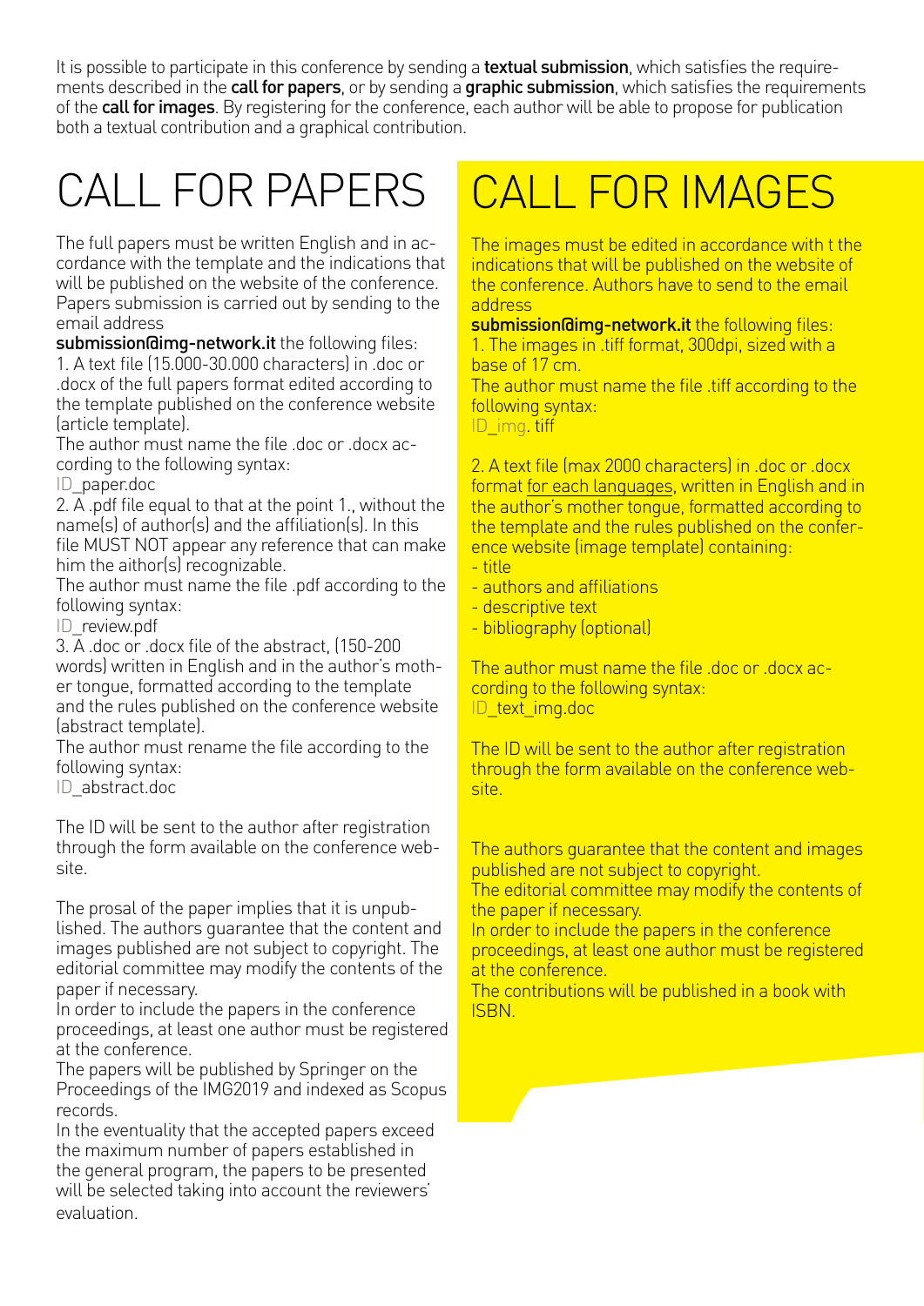It is possible to participate in this conference by sending a **textual submission**, which satisfies the requirements described in the **call for papers**, or by sending a **graphic submission**, which satisfies the requirements of the **call for images**. By registering for the conference, each author will be able to propose for publication both a textual contribution and a graphical contribution.

# CALL FOR PAPERS

The full papers must be written English and in accordance with the template and the indications that will be published on the website of the conference. Papers submission is carried out by sending to the email address

**submission@img-network.it** the following files:

1. A text file (15.000-30.000 characters) in .doc or .docx of the full papers format edited according to the template published on the conference website (article template).
The author must name the file .doc or .docx according to the following syntax:
ID_paper.doc
2. A .pdf file equal to that at the point 1., without the name(s) of author(s) and the affiliation(s). In this file MUST NOT appear any reference that can make him the aithor(s) recognizable.
The author must name the file .pdf according to the following syntax:
ID_review.pdf
3. A .doc or .docx file of the abstract, (150-200 words) written in English and in the author's mother tongue, formatted according to the template and the rules published on the conference website (abstract template).
The author must rename the file according to the following syntax:
ID_abstract.doc

The ID will be sent to the author after registration through the form available on the conference website.

The prosal of the paper implies that it is unpublished. The authors guarantee that the content and images published are not subject to copyright. The editorial committee may modify the contents of the paper if necessary.
In order to include the papers in the conference proceedings, at least one author must be registered at the conference.
The papers will be published by Springer on the Proceedings of the IMG2019 and indexed as Scopus records.
In the eventuality that the accepted papers exceed the maximum number of papers established in the general program, the papers to be presented will be selected taking into account the reviewers' evaluation.

# CALL FOR IMAGES

The images must be edited in accordance with t the indications that will be published on the website of the conference. Authors have to send to the email address

**submission@img-network.it** the following files:

1. The images in .tiff format, 300dpi, sized with a base of 17 cm.
The author must name the file .tiff according to the following syntax:
ID_img. tiff

2. A text file (max 2000 characters) in .doc or .docx format for each languages, written in English and in the author's mother tongue, formatted according to the template and the rules published on the conference website (image template) containing:
- title
- authors and affiliations
- descriptive text
- bibliography (optional)

The author must name the file .doc or .docx according to the following syntax:
ID_text_img.doc

The ID will be sent to the author after registration through the form available on the conference website.

The authors guarantee that the content and images published are not subject to copyright.
The editorial committee may modify the contents of the paper if necessary.
In order to include the papers in the conference proceedings, at least one author must be registered at the conference.
The contributions will be published in a book with ISBN.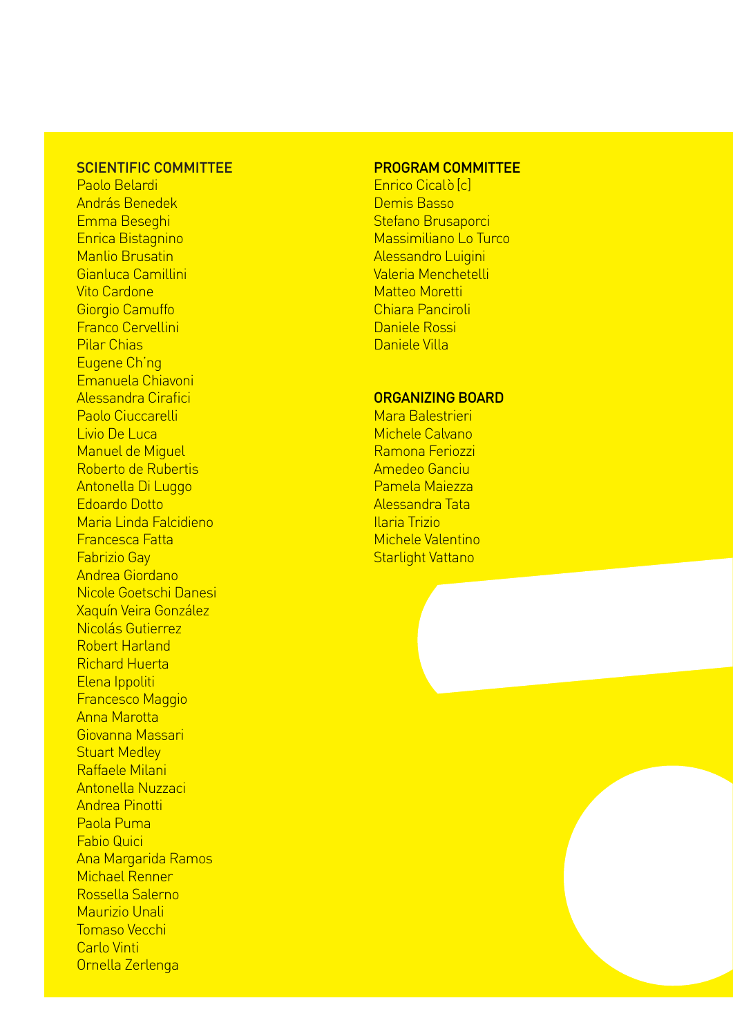## SCIENTIFIC COMMITTEE

Paolo Belardi
András Benedek
Emma Beseghi
Enrica Bistagnino
Manlio Brusatin
Gianluca Camillini
Vito Cardone
Giorgio Camuffo
Franco Cervellini
Pilar Chias
Eugene Ch'ng
Emanuela Chiavoni
Alessandra Cirafici
Paolo Ciuccarelli
Livio De Luca
Manuel de Miguel
Roberto de Rubertis
Antonella Di Luggo
Edoardo Dotto
Maria Linda Falcidieno
Francesca Fatta
Fabrizio Gay
Andrea Giordano
Nicole Goetschi Danesi
Xaquín Veira González
Nicolás Gutierrez
Robert Harland
Richard Huerta
Elena Ippoliti
Francesco Maggio
Anna Marotta
Giovanna Massari
Stuart Medley
Raffaele Milani
Antonella Nuzzaci
Andrea Pinotti
Paola Puma
Fabio Quici
Ana Margarida Ramos
Michael Renner
Rossella Salerno
Maurizio Unali
Tomaso Vecchi
Carlo Vinti
Ornella Zerlenga

## PROGRAM COMMITTEE

Enrico Cicalò [c]
Demis Basso
Stefano Brusaporci
Massimiliano Lo Turco
Alessandro Luigini
Valeria Menchetelli
Matteo Moretti
Chiara Panciroli
Daniele Rossi
Daniele Villa

## ORGANIZING BOARD

Mara Balestrieri
Michele Calvano
Ramona Feriozzi
Amedeo Ganciu
Pamela Maiezza
Alessandra Tata
Ilaria Trizio
Michele Valentino
Starlight Vattano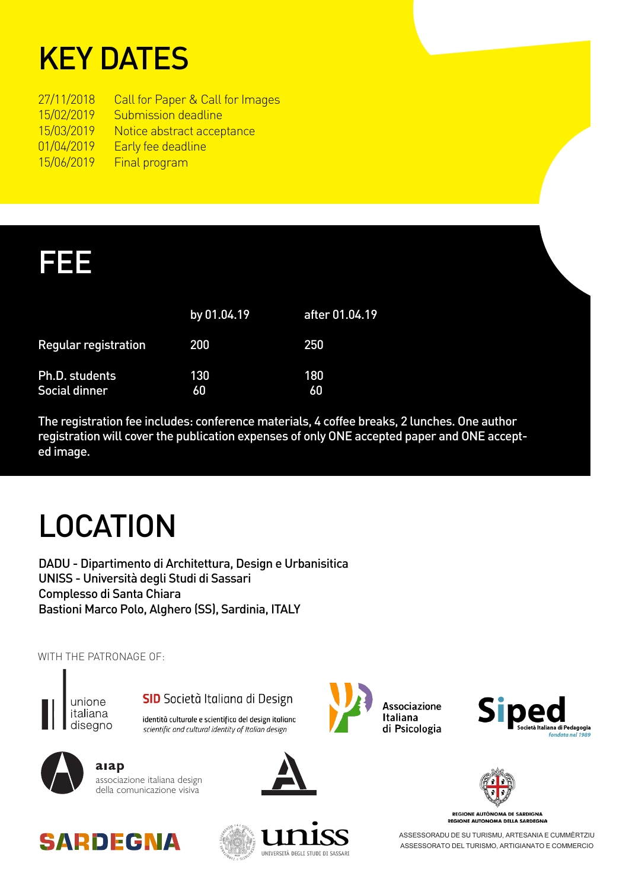# KEY DATES

| | |
|---|---|
| 27/11/2018 | Call for Paper & Call for Images |
| 15/02/2019 | Submission deadline |
| 15/03/2019 | Notice abstract acceptance |
| 01/04/2019 | Early fee deadline |
| 15/06/2019 | Final program |

# FEE

| | by 01.04.19 | after 01.04.19 |
|---|---|---|
| Regular registration | 200 | 250 |
| Ph.D. students | 130 | 180 |
| Social dinner | 60 | 60 |

The registration fee includes: conference materials, 4 coffee breaks, 2 lunches. One author registration will cover the publication expenses of only ONE accepted paper and ONE accepted image.

# LOCATION

DADU - Dipartimento di Architettura, Design e Urbanisitica
UNISS - Università degli Studi di Sassari
Complesso di Santa Chiara
Bastioni Marco Polo, Alghero (SS), Sardinia, ITALY

WITH THE PATRONAGE OF:

unione italiana disegno

SID Società Italiana di Design
identità culturale e scientifica del design italiano
*scientific and cultural identity of Italian design*

Associazione Italiana di Psicologia

Siped Società Italiana di Pedagogia *fondata nel 1989*

aiap associazione italiana design della comunicazione visiva

REGIONE AUTÒNOMA DE SARDIGNA
REGIONE AUTONOMA DELLA SARDEGNA

SARDEGNA

uniss UNIVERSITÀ DEGLI STUDI DI SASSARI

ASSESSORADU DE SU TURISMU, ARTESANIA E CUMMÈRTZIU
ASSESSORATO DEL TURISMO, ARTIGIANATO E COMMERCIO